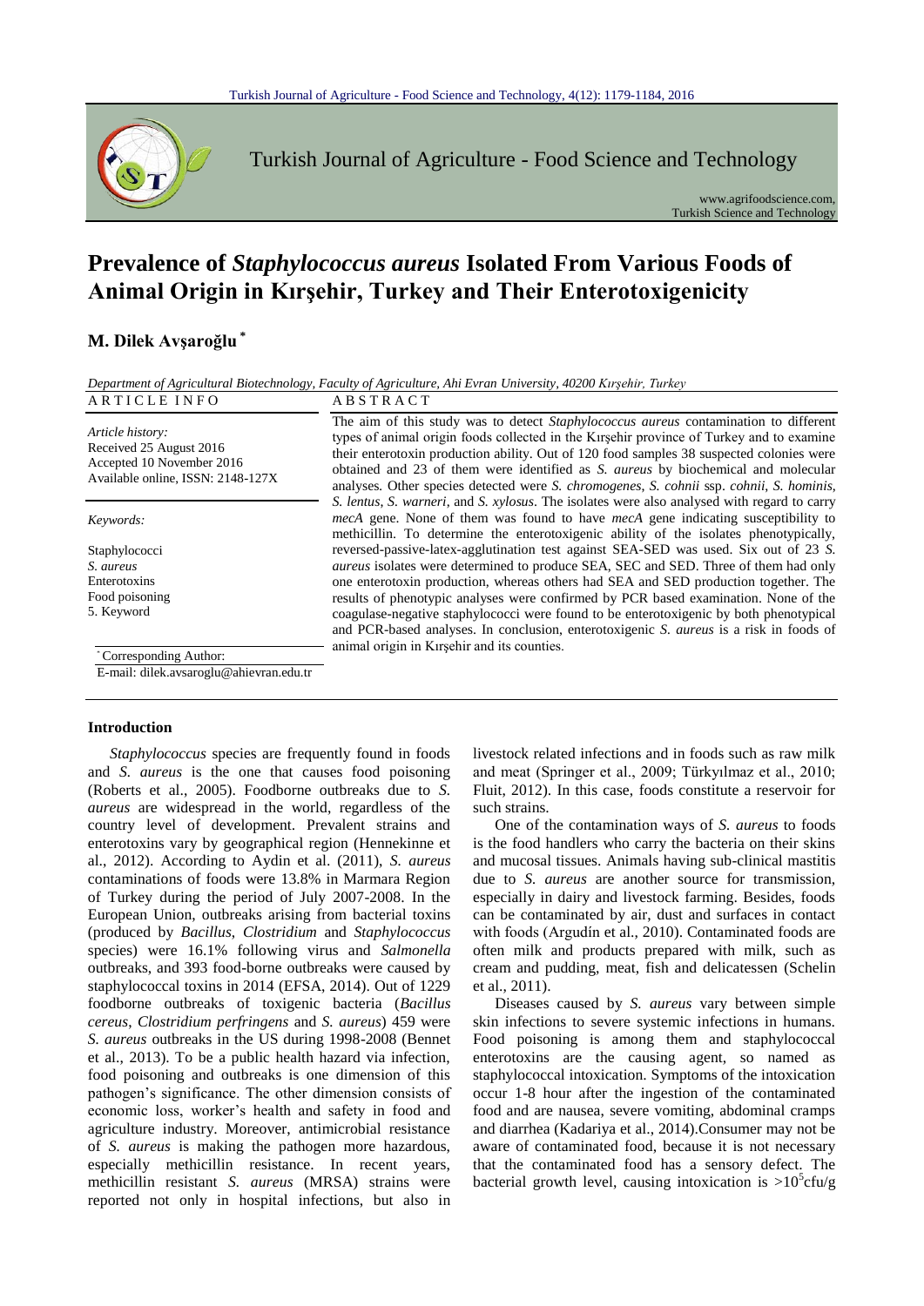# Prevalence of *Staphylococcus aureus* Isolated From Various Foods of Animal Origin in Kırşehir, Turkey and Their Enterotoxigenicity

**M. Dilek Avşaroğlu** [*]

*Department of Agricultural Biotechnology, Faculty of Agriculture, Ahi Evran University, 40200 Kırşehir, Turkey*

**ARTICLE INFO**

*Article history:*
Received 25 August 2016
Accepted 10 November 2016
Available online, ISSN: 2148-127X

*Keywords:*
Staphylococci
*S. aureus*
Enterotoxins
Food poisoning
5. Keyword

[*] Corresponding Author:
E-mail: dilek.avsaroglu@ahievran.edu.tr

**ABSTRACT**

The aim of this study was to detect *Staphylococcus aureus* contamination to different types of animal origin foods collected in the Kırşehir province of Turkey and to examine their enterotoxin production ability. Out of 120 food samples 38 suspected colonies were obtained and 23 of them were identified as *S. aureus* by biochemical and molecular analyses. Other species detected were *S. chromogenes*, *S. cohnii* ssp. *cohnii*, *S. hominis*, *S. lentus*, *S. warneri*, and *S. xylosus*. The isolates were also analysed with regard to carry *mecA* gene. None of them was found to have *mecA* gene indicating susceptibility to methicillin. To determine the enterotoxigenic ability of the isolates phenotypically, reversed-passive-latex-agglutination test against SEA-SED was used. Six out of 23 *S. aureus* isolates were determined to produce SEA, SEC and SED. Three of them had only one enterotoxin production, whereas others had SEA and SED production together. The results of phenotypic analyses were confirmed by PCR based examination. None of the coagulase-negative staphylococci were found to be enterotoxigenic by both phenotypical and PCR-based analyses. In conclusion, enterotoxigenic *S. aureus* is a risk in foods of animal origin in Kırşehir and its counties.

## Introduction

*Staphylococcus* species are frequently found in foods and *S. aureus* is the one that causes food poisoning (Roberts et al., 2005). Foodborne outbreaks due to *S. aureus* are widespread in the world, regardless of the country level of development. Prevalent strains and enterotoxins vary by geographical region (Hennekinne et al., 2012). According to Aydin et al. (2011), *S. aureus* contaminations of foods were 13.8% in Marmara Region of Turkey during the period of July 2007-2008. In the European Union, outbreaks arising from bacterial toxins (produced by *Bacillus*, *Clostridium* and *Staphylococcus* species) were 16.1% following virus and *Salmonella* outbreaks, and 393 food-borne outbreaks were caused by staphylococcal toxins in 2014 (EFSA, 2014). Out of 1229 foodborne outbreaks of toxigenic bacteria (*Bacillus cereus*, *Clostridium perfringens* and *S. aureus*) 459 were *S. aureus* outbreaks in the US during 1998-2008 (Bennet et al., 2013). To be a public health hazard via infection, food poisoning and outbreaks is one dimension of this pathogen's significance. The other dimension consists of economic loss, worker's health and safety in food and agriculture industry. Moreover, antimicrobial resistance of *S. aureus* is making the pathogen more hazardous, especially methicillin resistance. In recent years, methicillin resistant *S. aureus* (MRSA) strains were reported not only in hospital infections, but also in livestock related infections and in foods such as raw milk and meat (Springer et al., 2009; Türkyılmaz et al., 2010; Fluit, 2012). In this case, foods constitute a reservoir for such strains.

One of the contamination ways of *S. aureus* to foods is the food handlers who carry the bacteria on their skins and mucosal tissues. Animals having sub-clinical mastitis due to *S. aureus* are another source for transmission, especially in dairy and livestock farming. Besides, foods can be contaminated by air, dust and surfaces in contact with foods (Argudín et al., 2010). Contaminated foods are often milk and products prepared with milk, such as cream and pudding, meat, fish and delicatessen (Schelin et al., 2011).

Diseases caused by *S. aureus* vary between simple skin infections to severe systemic infections in humans. Food poisoning is among them and staphylococcal enterotoxins are the causing agent, so named as staphylococcal intoxication. Symptoms of the intoxication occur 1-8 hour after the ingestion of the contaminated food and are nausea, severe vomiting, abdominal cramps and diarrhea (Kadariya et al., 2014).Consumer may not be aware of contaminated food, because it is not necessary that the contaminated food has a sensory defect. The bacterial growth level, causing intoxication is $>10^5$cfu/g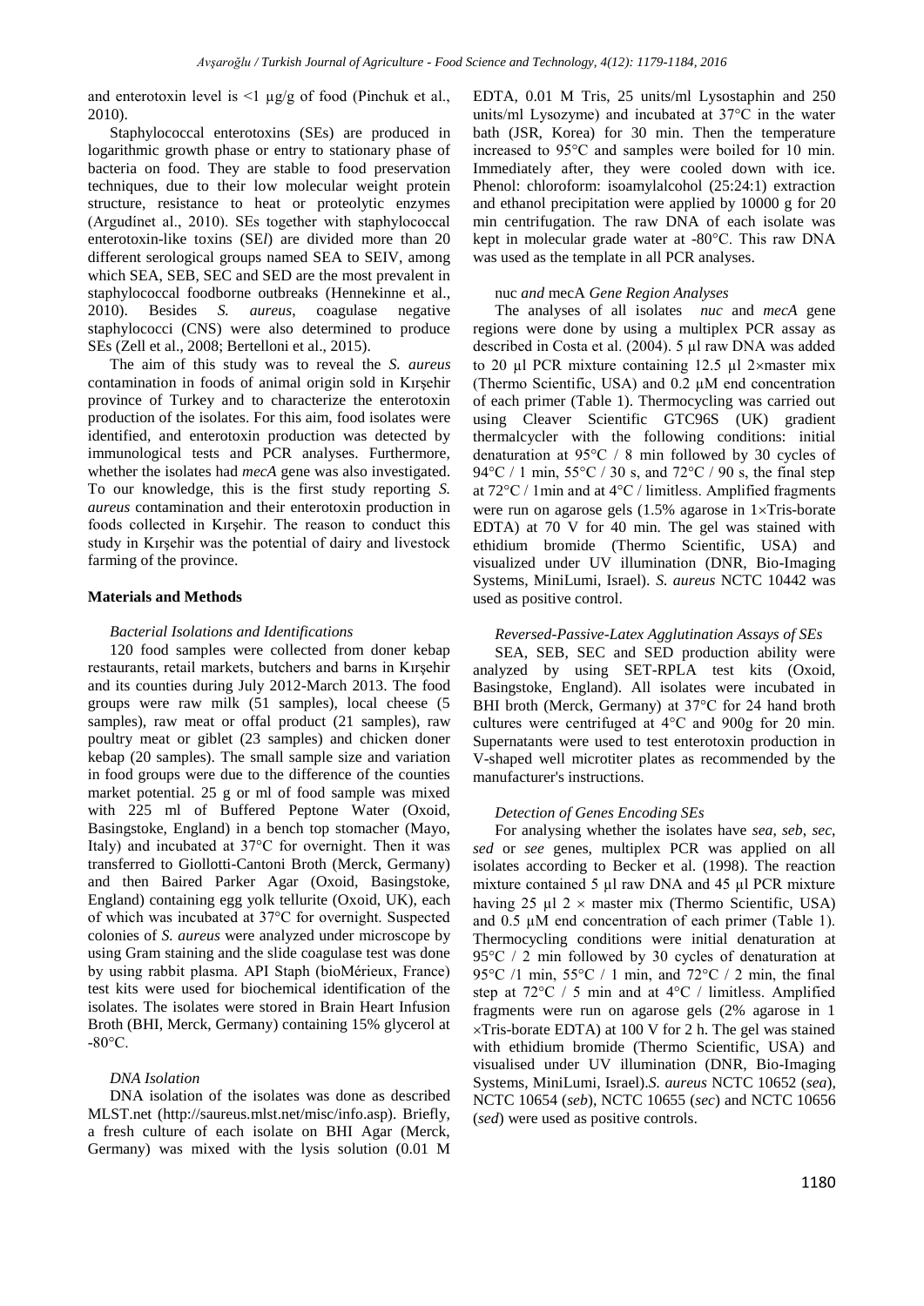and enterotoxin level is <1 µg/g of food (Pinchuk et al., 2010).

Staphylococcal enterotoxins (SEs) are produced in logarithmic growth phase or entry to stationary phase of bacteria on food. They are stable to food preservation techniques, due to their low molecular weight protein structure, resistance to heat or proteolytic enzymes (Argudínet al., 2010). SEs together with staphylococcal enterotoxin-like toxins (SE*l*) are divided more than 20 different serological groups named SEA to SEIV, among which SEA, SEB, SEC and SED are the most prevalent in staphylococcal foodborne outbreaks (Hennekinne et al., 2010). Besides *S. aureus*, coagulase negative staphylococci (CNS) were also determined to produce SEs (Zell et al., 2008; Bertelloni et al., 2015).

The aim of this study was to reveal the *S. aureus* contamination in foods of animal origin sold in Kırşehir province of Turkey and to characterize the enterotoxin production of the isolates. For this aim, food isolates were identified, and enterotoxin production was detected by immunological tests and PCR analyses. Furthermore, whether the isolates had *mecA* gene was also investigated. To our knowledge, this is the first study reporting *S. aureus* contamination and their enterotoxin production in foods collected in Kırşehir. The reason to conduct this study in Kırşehir was the potential of dairy and livestock farming of the province.

## Materials and Methods

### *Bacterial Isolations and Identifications*

120 food samples were collected from doner kebap restaurants, retail markets, butchers and barns in Kırşehir and its counties during July 2012-March 2013. The food groups were raw milk (51 samples), local cheese (5 samples), raw meat or offal product (21 samples), raw poultry meat or giblet (23 samples) and chicken doner kebap (20 samples). The small sample size and variation in food groups were due to the difference of the counties market potential. 25 g or ml of food sample was mixed with 225 ml of Buffered Peptone Water (Oxoid, Basingstoke, England) in a bench top stomacher (Mayo, Italy) and incubated at 37°C for overnight. Then it was transferred to Giollotti-Cantoni Broth (Merck, Germany) and then Baired Parker Agar (Oxoid, Basingstoke, England) containing egg yolk tellurite (Oxoid, UK), each of which was incubated at 37°C for overnight. Suspected colonies of *S. aureus* were analyzed under microscope by using Gram staining and the slide coagulase test was done by using rabbit plasma. API Staph (bioMérieux, France) test kits were used for biochemical identification of the isolates. The isolates were stored in Brain Heart Infusion Broth (BHI, Merck, Germany) containing 15% glycerol at -80°C.

### *DNA Isolation*

DNA isolation of the isolates was done as described MLST.net (http://saureus.mlst.net/misc/info.asp). Briefly, a fresh culture of each isolate on BHI Agar (Merck, Germany) was mixed with the lysis solution (0.01 M EDTA, 0.01 M Tris, 25 units/ml Lysostaphin and 250 units/ml Lysozyme) and incubated at 37°C in the water bath (JSR, Korea) for 30 min. Then the temperature increased to 95°C and samples were boiled for 10 min. Immediately after, they were cooled down with ice. Phenol: chloroform: isoamylalcohol (25:24:1) extraction and ethanol precipitation were applied by 10000 g for 20 min centrifugation. The raw DNA of each isolate was kept in molecular grade water at -80°C. This raw DNA was used as the template in all PCR analyses.

### nuc *and* mecA *Gene Region Analyses*

The analyses of all isolates *nuc* and *mecA* gene regions were done by using a multiplex PCR assay as described in Costa et al. (2004). 5 µl raw DNA was added to 20 µl PCR mixture containing 12.5 µl 2×master mix (Thermo Scientific, USA) and 0.2 µM end concentration of each primer (Table 1). Thermocycling was carried out using Cleaver Scientific GTC96S (UK) gradient thermalcycler with the following conditions: initial denaturation at 95°C / 8 min followed by 30 cycles of 94°C / 1 min, 55°C / 30 s, and 72°C / 90 s, the final step at 72°C / 1min and at 4°C / limitless. Amplified fragments were run on agarose gels (1.5% agarose in 1×Tris-borate EDTA) at 70 V for 40 min. The gel was stained with ethidium bromide (Thermo Scientific, USA) and visualized under UV illumination (DNR, Bio-Imaging Systems, MiniLumi, Israel). *S. aureus* NCTC 10442 was used as positive control.

### *Reversed-Passive-Latex Agglutination Assays of SEs*

SEA, SEB, SEC and SED production ability were analyzed by using SET-RPLA test kits (Oxoid, Basingstoke, England). All isolates were incubated in BHI broth (Merck, Germany) at 37°C for 24 hand broth cultures were centrifuged at 4°C and 900g for 20 min. Supernatants were used to test enterotoxin production in V-shaped well microtiter plates as recommended by the manufacturer's instructions.

### *Detection of Genes Encoding SEs*

For analysing whether the isolates have *sea*, *seb*, *sec*, *sed* or *see* genes, multiplex PCR was applied on all isolates according to Becker et al. (1998). The reaction mixture contained 5 µl raw DNA and 45 µl PCR mixture having 25 µl 2 × master mix (Thermo Scientific, USA) and 0.5 µM end concentration of each primer (Table 1). Thermocycling conditions were initial denaturation at 95°C / 2 min followed by 30 cycles of denaturation at 95°C /1 min, 55°C / 1 min, and 72°C / 2 min, the final step at 72°C / 5 min and at 4°C / limitless. Amplified fragments were run on agarose gels (2% agarose in 1 ×Tris-borate EDTA) at 100 V for 2 h. The gel was stained with ethidium bromide (Thermo Scientific, USA) and visualised under UV illumination (DNR, Bio-Imaging Systems, MiniLumi, Israel).*S. aureus* NCTC 10652 (*sea*), NCTC 10654 (*seb*), NCTC 10655 (*sec*) and NCTC 10656 (*sed*) were used as positive controls.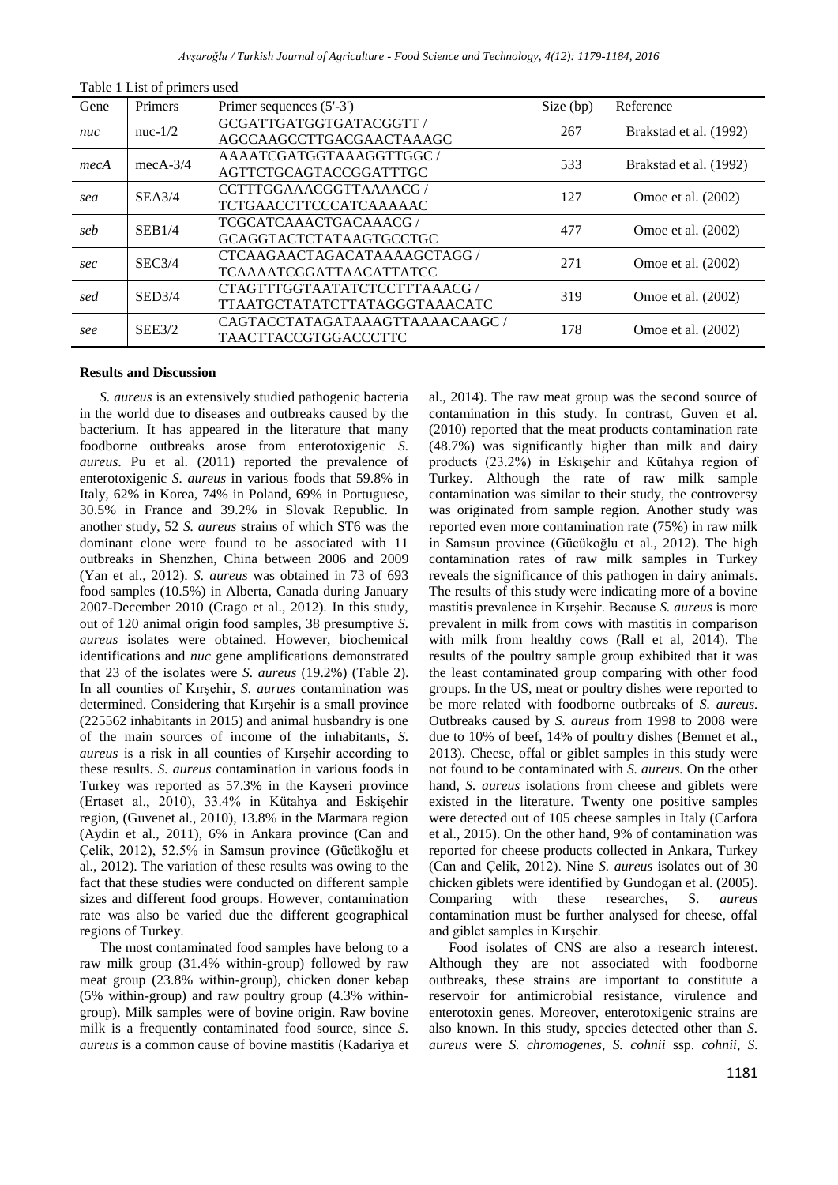Table 1 List of primers used

| Gene | Primers | Primer sequences (5'-3') | Size (bp) | Reference |
|---|---|---|---|---|
| *nuc* | nuc-1/2 | GCGATTGATGGTGATACGGTT / AGCCAAGCCTTGACGAACTAAAGC | 267 | Brakstad et al. (1992) |
| *mecA* | mecA-3/4 | AAAATCGATGGTAAAGGTTGGC / AGTTCTGCAGTACCGGATTTGC | 533 | Brakstad et al. (1992) |
| *sea* | SEA3/4 | CCTTTGGAAACGGTTAAAACG / TCTGAACCTTCCCATCAAAAAC | 127 | Omoe et al. (2002) |
| *seb* | SEB1/4 | TCGCATCAAACTGACAAACG / GCAGGTACTCTATAAGTGCCTGC | 477 | Omoe et al. (2002) |
| *sec* | SEC3/4 | CTCAAGAACTAGACATAAAAGCTAGG / TCAAAATCGGATTAACATTATCC | 271 | Omoe et al. (2002) |
| *sed* | SED3/4 | CTAGTTTGGTAATATCTCCTTTAAACG / TTAATGCTATATCTTATAGGGTAAACATC | 319 | Omoe et al. (2002) |
| *see* | SEE3/2 | CAGTACCTATAGATAAAGTTAAAACAAGC / TAACTTACCGTGGACCCTTC | 178 | Omoe et al. (2002) |

**Results and Discussion**

*S. aureus* is an extensively studied pathogenic bacteria in the world due to diseases and outbreaks caused by the bacterium. It has appeared in the literature that many foodborne outbreaks arose from enterotoxigenic *S. aureus*. Pu et al. (2011) reported the prevalence of enterotoxigenic *S. aureus* in various foods that 59.8% in Italy, 62% in Korea, 74% in Poland, 69% in Portuguese, 30.5% in France and 39.2% in Slovak Republic. In another study, 52 *S. aureus* strains of which ST6 was the dominant clone were found to be associated with 11 outbreaks in Shenzhen, China between 2006 and 2009 (Yan et al., 2012). *S. aureus* was obtained in 73 of 693 food samples (10.5%) in Alberta, Canada during January 2007-December 2010 (Crago et al., 2012). In this study, out of 120 animal origin food samples, 38 presumptive *S. aureus* isolates were obtained. However, biochemical identifications and *nuc* gene amplifications demonstrated that 23 of the isolates were *S. aureus* (19.2%) (Table 2). In all counties of Kırşehir, *S. aurues* contamination was determined. Considering that Kırşehir is a small province (225562 inhabitants in 2015) and animal husbandry is one of the main sources of income of the inhabitants, *S. aureus* is a risk in all counties of Kırşehir according to these results. *S. aureus* contamination in various foods in Turkey was reported as 57.3% in the Kayseri province (Ertaset al., 2010), 33.4% in Kütahya and Eskişehir region, (Guvenet al., 2010), 13.8% in the Marmara region (Aydin et al., 2011), 6% in Ankara province (Can and Çelik, 2012), 52.5% in Samsun province (Gücükoğlu et al., 2012). The variation of these results was owing to the fact that these studies were conducted on different sample sizes and different food groups. However, contamination rate was also be varied due the different geographical regions of Turkey.

The most contaminated food samples have belong to a raw milk group (31.4% within-group) followed by raw meat group (23.8% within-group), chicken doner kebap (5% within-group) and raw poultry group (4.3% within-group). Milk samples were of bovine origin. Raw bovine milk is a frequently contaminated food source, since *S. aureus* is a common cause of bovine mastitis (Kadariya et al., 2014). The raw meat group was the second source of contamination in this study. In contrast, Guven et al. (2010) reported that the meat products contamination rate (48.7%) was significantly higher than milk and dairy products (23.2%) in Eskişehir and Kütahya region of Turkey. Although the rate of raw milk sample contamination was similar to their study, the controversy was originated from sample region. Another study was reported even more contamination rate (75%) in raw milk in Samsun province (Gücükoğlu et al., 2012). The high contamination rates of raw milk samples in Turkey reveals the significance of this pathogen in dairy animals. The results of this study were indicating more of a bovine mastitis prevalence in Kırşehir. Because *S. aureus* is more prevalent in milk from cows with mastitis in comparison with milk from healthy cows (Rall et al, 2014). The results of the poultry sample group exhibited that it was the least contaminated group comparing with other food groups. In the US, meat or poultry dishes were reported to be more related with foodborne outbreaks of *S. aureus*. Outbreaks caused by *S. aureus* from 1998 to 2008 were due to 10% of beef, 14% of poultry dishes (Bennet et al., 2013). Cheese, offal or giblet samples in this study were not found to be contaminated with *S. aureus.* On the other hand, *S. aureus* isolations from cheese and giblets were existed in the literature. Twenty one positive samples were detected out of 105 cheese samples in Italy (Carfora et al., 2015). On the other hand, 9% of contamination was reported for cheese products collected in Ankara, Turkey (Can and Çelik, 2012). Nine *S. aureus* isolates out of 30 chicken giblets were identified by Gundogan et al. (2005). Comparing with these researches, S. *aureus* contamination must be further analysed for cheese, offal and giblet samples in Kırşehir.

Food isolates of CNS are also a research interest. Although they are not associated with foodborne outbreaks, these strains are important to constitute a reservoir for antimicrobial resistance, virulence and enterotoxin genes. Moreover, enterotoxigenic strains are also known. In this study, species detected other than *S. aureus* were *S. chromogenes*, *S. cohnii* ssp. *cohnii*, *S.*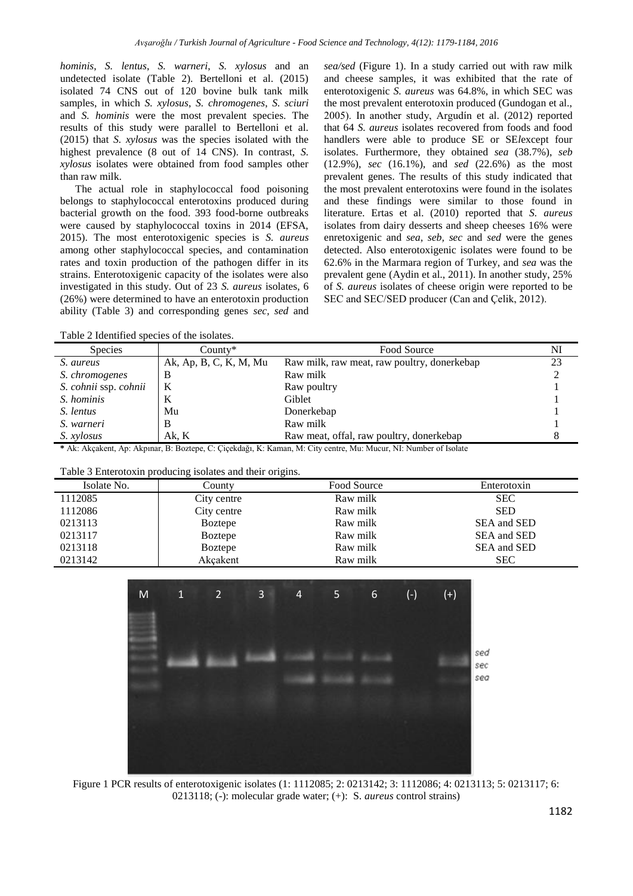*hominis*, *S. lentus*, *S. warneri*, *S. xylosus* and an undetected isolate (Table 2). Bertelloni et al. (2015) isolated 74 CNS out of 120 bovine bulk tank milk samples, in which *S. xylosus*, *S. chromogenes*, *S. sciuri* and *S. hominis* were the most prevalent species. The results of this study were parallel to Bertelloni et al. (2015) that *S. xylosus* was the species isolated with the highest prevalence (8 out of 14 CNS). In contrast, *S. xylosus* isolates were obtained from food samples other than raw milk.

The actual role in staphylococcal food poisoning belongs to staphylococcal enterotoxins produced during bacterial growth on the food. 393 food-borne outbreaks were caused by staphylococcal toxins in 2014 (EFSA, 2015). The most enterotoxigenic species is *S. aureus* among other staphylococcal species, and contamination rates and toxin production of the pathogen differ in its strains. Enterotoxigenic capacity of the isolates were also investigated in this study. Out of 23 *S. aureus* isolates, 6 (26%) were determined to have an enterotoxin production ability (Table 3) and corresponding genes *sec*, *sed* and *sea/sed* (Figure 1). In a study carried out with raw milk and cheese samples, it was exhibited that the rate of enterotoxigenic *S. aureus* was 64.8%, in which SEC was the most prevalent enterotoxin produced (Gundogan et al., 2005). In another study, Argudín et al. (2012) reported that 64 *S. aureus* isolates recovered from foods and food handlers were able to produce SE or SE*l* except four isolates. Furthermore, they obtained *sea* (38.7%), *seb* (12.9%), *sec* (16.1%), and *sed* (22.6%) as the most prevalent genes. The results of this study indicated that the most prevalent enterotoxins were found in the isolates and these findings were similar to those found in literature. Ertas et al. (2010) reported that *S. aureus* isolates from dairy desserts and sheep cheeses 16% were enretoxigenic and *sea, seb, sec* and *sed* were the genes detected. Also enterotoxigenic isolates were found to be 62.6% in the Marmara region of Turkey, and *sea* was the prevalent gene (Aydin et al., 2011). In another study, 25% of *S. aureus* isolates of cheese origin were reported to be SEC and SEC/SED producer (Can and Çelik, 2012).

Table 2 Identified species of the isolates.

| Species | County* | Food Source | NI |
|---|---|---|---|
| *S. aureus* | Ak, Ap, B, C, K, M, Mu | Raw milk, raw meat, raw poultry, donerkebap | 23 |
| *S. chromogenes* | B | Raw milk | 2 |
| *S. cohnii* ssp. *cohnii* | K | Raw poultry | 1 |
| *S. hominis* | K | Giblet | 1 |
| *S. lentus* | Mu | Donerkebap | 1 |
| *S. warneri* | B | Raw milk | 1 |
| *S. xylosus* | Ak, K | Raw meat, offal, raw poultry, donerkebap | 8 |

**\*** Ak: Akçakent, Ap: Akpınar, B: Boztepe, C: Çiçekdağı, K: Kaman, M: City centre, Mu: Mucur, NI: Number of Isolate

Table 3 Enterotoxin producing isolates and their origins.

| Isolate No. | County | Food Source | Enterotoxin |
|---|---|---|---|
| 1112085 | City centre | Raw milk | SEC |
| 1112086 | City centre | Raw milk | SED |
| 0213113 | Boztepe | Raw milk | SEA and SED |
| 0213117 | Boztepe | Raw milk | SEA and SED |
| 0213118 | Boztepe | Raw milk | SEA and SED |
| 0213142 | Akçakent | Raw milk | SEC |

M 1 2 3 4 5 6 (-) (+)

sed
sec
sea

Figure 1 PCR results of enterotoxigenic isolates (1: 1112085; 2: 0213142; 3: 1112086; 4: 0213113; 5: 0213117; 6: 0213118; (-): molecular grade water; (+): S. *aureus* control strains)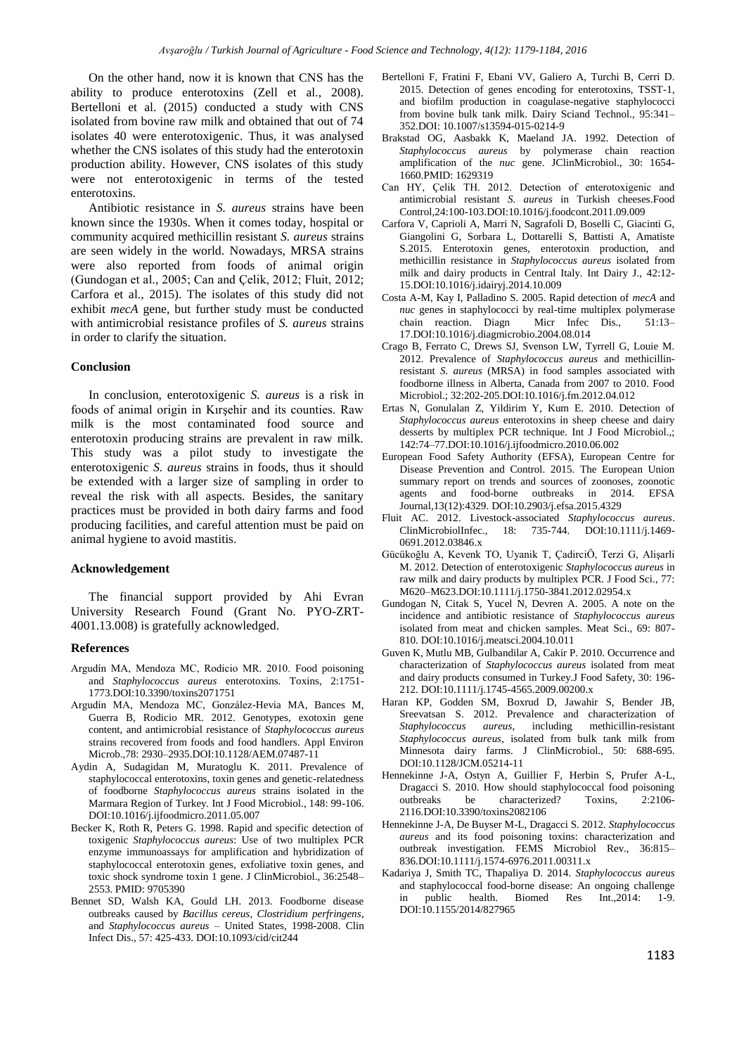On the other hand, now it is known that CNS has the ability to produce enterotoxins (Zell et al., 2008). Bertelloni et al. (2015) conducted a study with CNS isolated from bovine raw milk and obtained that out of 74 isolates 40 were enterotoxigenic. Thus, it was analysed whether the CNS isolates of this study had the enterotoxin production ability. However, CNS isolates of this study were not enterotoxigenic in terms of the tested enterotoxins.

Antibiotic resistance in *S. aureus* strains have been known since the 1930s. When it comes today, hospital or community acquired methicillin resistant *S. aureus* strains are seen widely in the world. Nowadays, MRSA strains were also reported from foods of animal origin (Gundogan et al., 2005; Can and Çelik, 2012; Fluit, 2012; Carfora et al., 2015). The isolates of this study did not exhibit *mecA* gene, but further study must be conducted with antimicrobial resistance profiles of *S. aureus* strains in order to clarify the situation.

## Conclusion

In conclusion, enterotoxigenic *S. aureus* is a risk in foods of animal origin in Kırşehir and its counties. Raw milk is the most contaminated food source and enterotoxin producing strains are prevalent in raw milk. This study was a pilot study to investigate the enterotoxigenic *S. aureus* strains in foods, thus it should be extended with a larger size of sampling in order to reveal the risk with all aspects. Besides, the sanitary practices must be provided in both dairy farms and food producing facilities, and careful attention must be paid on animal hygiene to avoid mastitis.

## Acknowledgement

The financial support provided by Ahi Evran University Research Found (Grant No. PYO-ZRT-4001.13.008) is gratefully acknowledged.

## References

Argudín MA, Mendoza MC, Rodicio MR. 2010. Food poisoning and *Staphylococcus aureus* enterotoxins. Toxins, 2:1751-1773.DOI:10.3390/toxins2071751

Argudín MA, Mendoza MC, González-Hevia MA, Bances M, Guerra B, Rodicio MR. 2012. Genotypes, exotoxin gene content, and antimicrobial resistance of *Staphylococcus aureus* strains recovered from foods and food handlers. Appl Environ Microb.,78: 2930–2935.DOI:10.1128/AEM.07487-11

Aydin A, Sudagidan M, Muratoglu K. 2011. Prevalence of staphylococcal enterotoxins, toxin genes and genetic-relatedness of foodborne *Staphylococcus aureus* strains isolated in the Marmara Region of Turkey. Int J Food Microbiol., 148: 99-106. DOI:10.1016/j.ijfoodmicro.2011.05.007

Becker K, Roth R, Peters G. 1998. Rapid and specific detection of toxigenic *Staphylococcus aureus*: Use of two multiplex PCR enzyme immunoassays for amplification and hybridization of staphylococcal enterotoxin genes, exfoliative toxin genes, and toxic shock syndrome toxin 1 gene. J ClinMicrobiol., 36:2548–2553. PMID: 9705390

Bennet SD, Walsh KA, Gould LH. 2013. Foodborne disease outbreaks caused by *Bacillus cereus*, *Clostridium perfringens*, and *Staphylococcus aureus* – United States, 1998-2008. Clin Infect Dis., 57: 425-433. DOI:10.1093/cid/cit244

Bertelloni F, Fratini F, Ebani VV, Galiero A, Turchi B, Cerri D. 2015. Detection of genes encoding for enterotoxins, TSST-1, and biofilm production in coagulase-negative staphylococci from bovine bulk tank milk. Dairy Sciand Technol., 95:341–352.DOI: 10.1007/s13594-015-0214-9

Brakstad OG, Aasbakk K, Maeland JA. 1992. Detection of *Staphylococcus aureus* by polymerase chain reaction amplification of the *nuc* gene. JClinMicrobiol., 30: 1654-1660.PMID: 1629319

Can HY, Çelik TH. 2012. Detection of enterotoxigenic and antimicrobial resistant *S. aureus* in Turkish cheeses.Food Control,24:100-103.DOI:10.1016/j.foodcont.2011.09.009

Carfora V, Caprioli A, Marri N, Sagrafoli D, Boselli C, Giacinti G, Giangolini G, Sorbara L, Dottarelli S, Battisti A, Amatiste S.2015. Enterotoxin genes, enterotoxin production, and methicillin resistance in *Staphylococcus aureus* isolated from milk and dairy products in Central Italy. Int Dairy J., 42:12-15.DOI:10.1016/j.idairyj.2014.10.009

Costa A-M, Kay I, Palladino S. 2005. Rapid detection of *mecA* and *nuc* genes in staphylococci by real-time multiplex polymerase chain reaction. Diagn Micr Infec Dis., 51:13–17.DOI:10.1016/j.diagmicrobio.2004.08.014

Crago B, Ferrato C, Drews SJ, Svenson LW, Tyrrell G, Louie M. 2012. Prevalence of *Staphylococcus aureus* and methicillin-resistant *S. aureus* (MRSA) in food samples associated with foodborne illness in Alberta, Canada from 2007 to 2010. Food Microbiol.; 32:202-205.DOI:10.1016/j.fm.2012.04.012

Ertas N, Gonulalan Z, Yildirim Y, Kum E. 2010. Detection of *Staphylococcus aureus* enterotoxins in sheep cheese and dairy desserts by multiplex PCR technique. Int J Food Microbiol.,; 142:74–77.DOI:10.1016/j.ijfoodmicro.2010.06.002

European Food Safety Authority (EFSA), European Centre for Disease Prevention and Control. 2015. The European Union summary report on trends and sources of zoonoses, zoonotic agents and food-borne outbreaks in 2014. EFSA Journal,13(12):4329. DOI:10.2903/j.efsa.2015.4329

Fluit AC. 2012. Livestock-associated *Staphylococcus aureus*. ClinMicrobiolInfec., 18: 735-744. DOI:10.1111/j.1469-0691.2012.03846.x

Gücükoğlu A, Kevenk TO, Uyanik T, ÇadirciÖ, Terzi G, Alişarli M. 2012. Detection of enterotoxigenic *Staphylococcus aureus* in raw milk and dairy products by multiplex PCR. J Food Sci., 77: M620–M623.DOI:10.1111/j.1750-3841.2012.02954.x

Gundogan N, Citak S, Yucel N, Devren A. 2005. A note on the incidence and antibiotic resistance of *Staphylococcus aureus* isolated from meat and chicken samples. Meat Sci., 69: 807-810. DOI:10.1016/j.meatsci.2004.10.011

Guven K, Mutlu MB, Gulbandilar A, Cakir P. 2010. Occurrence and characterization of *Staphylococcus aureus* isolated from meat and dairy products consumed in Turkey.J Food Safety, 30: 196-212. DOI:10.1111/j.1745-4565.2009.00200.x

Haran KP, Godden SM, Boxrud D, Jawahir S, Bender JB, Sreevatsan S. 2012. Prevalence and characterization of *Staphylococcus aureus*, including methicillin-resistant *Staphylococcus aureus*, isolated from bulk tank milk from Minnesota dairy farms. J ClinMicrobiol., 50: 688-695. DOI:10.1128/JCM.05214-11

Hennekinne J-A, Ostyn A, Guillier F, Herbin S, Prufer A-L, Dragacci S. 2010. How should staphylococcal food poisoning outbreaks be characterized? Toxins, 2:2106-2116.DOI:10.3390/toxins2082106

Hennekinne J-A, De Buyser M-L, Dragacci S. 2012. *Staphylococcus aureus* and its food poisoning toxins: characterization and outbreak investigation. FEMS Microbiol Rev., 36:815–836.DOI:10.1111/j.1574-6976.2011.00311.x

Kadariya J, Smith TC, Thapaliya D. 2014. *Staphylococcus aureus* and staphylococcal food-borne disease: An ongoing challenge in public health. Biomed Res Int.,2014: 1-9. DOI:10.1155/2014/827965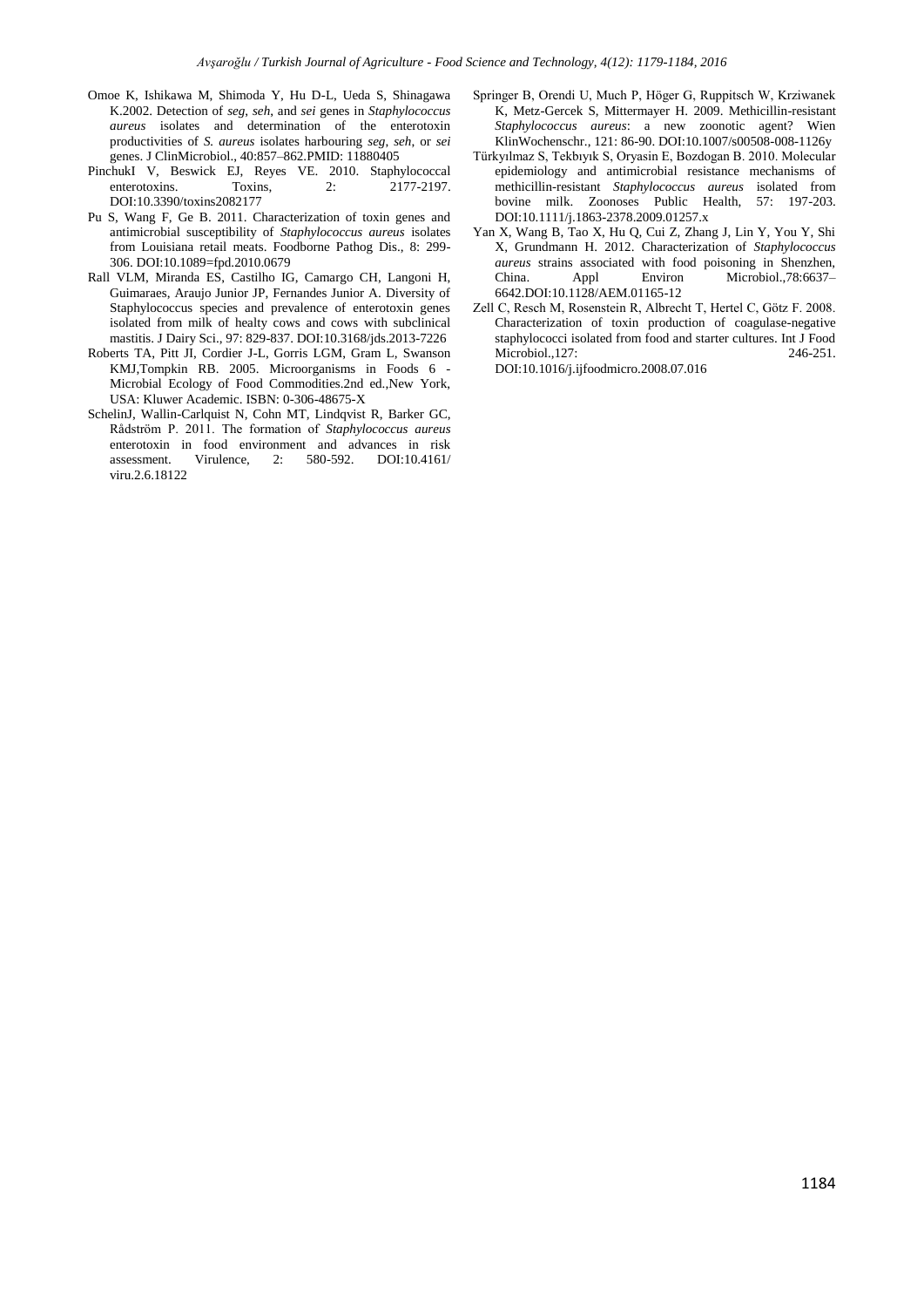Omoe K, Ishikawa M, Shimoda Y, Hu D-L, Ueda S, Shinagawa K.2002. Detection of *seg*, *seh*, and *sei* genes in *Staphylococcus aureus* isolates and determination of the enterotoxin productivities of *S. aureus* isolates harbouring *seg*, *seh*, or *sei* genes. J ClinMicrobiol., 40:857–862.PMID: 11880405

PinchukI V, Beswick EJ, Reyes VE. 2010. Staphylococcal enterotoxins. Toxins, 2: 2177-2197. DOI:10.3390/toxins2082177

Pu S, Wang F, Ge B. 2011. Characterization of toxin genes and antimicrobial susceptibility of *Staphylococcus aureus* isolates from Louisiana retail meats. Foodborne Pathog Dis., 8: 299-306. DOI:10.1089=fpd.2010.0679

Rall VLM, Miranda ES, Castilho IG, Camargo CH, Langoni H, Guimaraes, Araujo Junior JP, Fernandes Junior A. Diversity of Staphylococcus species and prevalence of enterotoxin genes isolated from milk of healty cows and cows with subclinical mastitis. J Dairy Sci., 97: 829-837. DOI:10.3168/jds.2013-7226

Roberts TA, Pitt JI, Cordier J-L, Gorris LGM, Gram L, Swanson KMJ,Tompkin RB. 2005. Microorganisms in Foods 6 - Microbial Ecology of Food Commodities.2nd ed.,New York, USA: Kluwer Academic. ISBN: 0-306-48675-X

SchelinJ, Wallin-Carlquist N, Cohn MT, Lindqvist R, Barker GC, Rådström P. 2011. The formation of *Staphylococcus aureus* enterotoxin in food environment and advances in risk assessment. Virulence, 2: 580-592. DOI:10.4161/ viru.2.6.18122

Springer B, Orendi U, Much P, Höger G, Ruppitsch W, Krziwanek K, Metz-Gercek S, Mittermayer H. 2009. Methicillin-resistant *Staphylococcus aureus*: a new zoonotic agent? Wien KlinWochenschr., 121: 86-90. DOI:10.1007/s00508-008-1126y

Türkyılmaz S, Tekbıyık S, Oryasin E, Bozdogan B. 2010. Molecular epidemiology and antimicrobial resistance mechanisms of methicillin-resistant *Staphylococcus aureus* isolated from bovine milk. Zoonoses Public Health, 57: 197-203. DOI:10.1111/j.1863-2378.2009.01257.x

Yan X, Wang B, Tao X, Hu Q, Cui Z, Zhang J, Lin Y, You Y, Shi X, Grundmann H. 2012. Characterization of *Staphylococcus aureus* strains associated with food poisoning in Shenzhen, China. Appl Environ Microbiol.,78:6637–6642.DOI:10.1128/AEM.01165-12

Zell C, Resch M, Rosenstein R, Albrecht T, Hertel C, Götz F. 2008. Characterization of toxin production of coagulase-negative staphylococci isolated from food and starter cultures. Int J Food Microbiol.,127: 246-251. DOI:10.1016/j.ijfoodmicro.2008.07.016